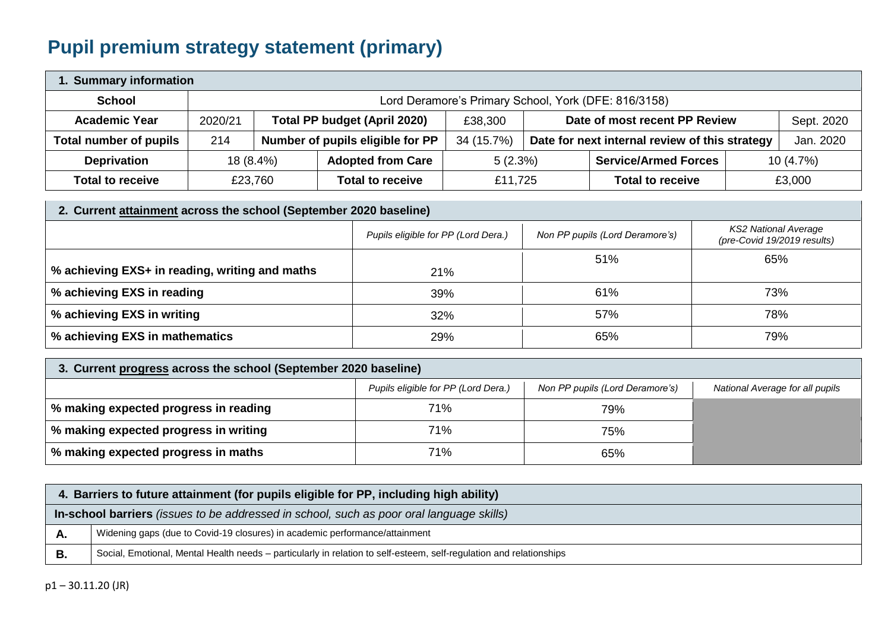# Pupil premium strategy statement (primary)

| 1. Summary information | | | | | | | | |
|---|---|---|---|---|---|---|---|---|
| **School** | Lord Deramore's Primary School, York (DFE: 816/3158) | | | | | | | |
| **Academic Year** | 2020/21 | **Total PP budget (April 2020)** | | £38,300 | **Date of most recent PP Review** | | | Sept. 2020 |
| **Total number of pupils** | 214 | **Number of pupils eligible for PP** | | 34 (15.7%) | **Date for next internal review of this strategy** | | | Jan. 2020 |
| **Deprivation** | 18 (8.4%) | | **Adopted from Care** | 5 (2.3%) | | **Service/Armed Forces** | 10 (4.7%) | |
| **Total to receive** | £23,760 | | **Total to receive** | £11,725 | | **Total to receive** | £3,000 | |

| 2. Current <u>attainment</u> across the school (September 2020 baseline) | | | |
|---|---|---|---|
| | *Pupils eligible for PP (Lord Dera.)* | *Non PP pupils (Lord Deramore's)* | *KS2 National Average (pre-Covid 19/2019 results)* |
| **% achieving EXS+ in reading, writing and maths** | 21% | 51% | 65% |
| **% achieving EXS in reading** | 39% | 61% | 73% |
| **% achieving EXS in writing** | 32% | 57% | 78% |
| **% achieving EXS in mathematics** | 29% | 65% | 79% |

| 3. Current <u>progress</u> across the school (September 2020 baseline) | | | |
|---|---|---|---|
| | *Pupils eligible for PP (Lord Dera.)* | *Non PP pupils (Lord Deramore's)* | *National Average for all pupils* |
| **% making expected progress in reading** | 71% | 79% | |
| **% making expected progress in writing** | 71% | 75% | |
| **% making expected progress in maths** | 71% | 65% | |

| 4. Barriers to future attainment (for pupils eligible for PP, including high ability) | |
|---|---|
| **In-school barriers** *(issues to be addressed in school, such as poor oral language skills)* | |
| **A.** | Widening gaps (due to Covid-19 closures) in academic performance/attainment |
| **B.** | Social, Emotional, Mental Health needs – particularly in relation to self-esteem, self-regulation and relationships |

p1 – 30.11.20 (JR)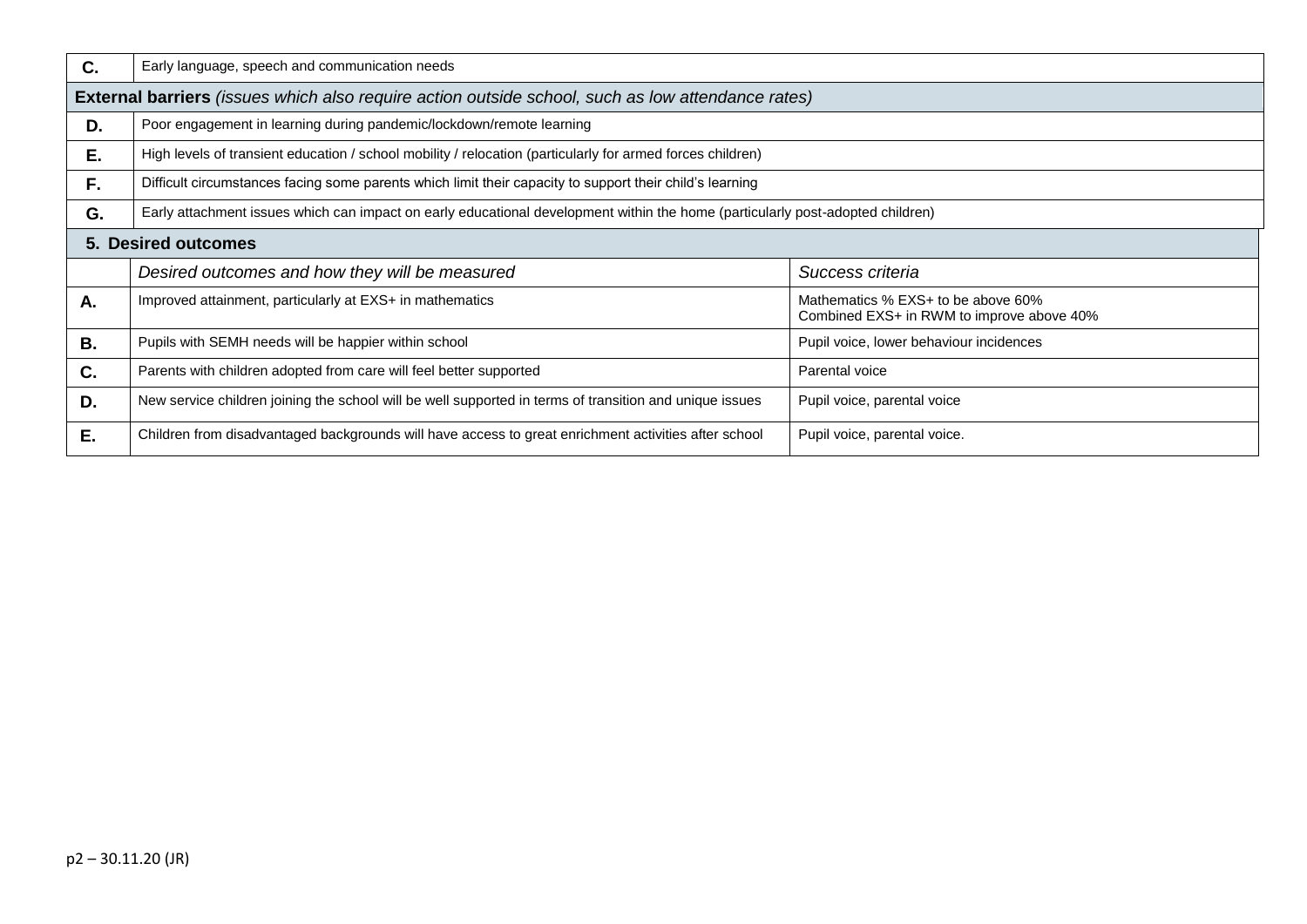| | |
|---|---|
| **C.** | Early language, speech and communication needs |
| **External barriers** *(issues which also require action outside school, such as low attendance rates)* | |
| **D.** | Poor engagement in learning during pandemic/lockdown/remote learning |
| **E.** | High levels of transient education / school mobility / relocation (particularly for armed forces children) |
| **F.** | Difficult circumstances facing some parents which limit their capacity to support their child's learning |
| **G.** | Early attachment issues which can impact on early educational development within the home (particularly post-adopted children) |

## 5. Desired outcomes

| | *Desired outcomes and how they will be measured* | *Success criteria* |
|---|---|---|
| **A.** | Improved attainment, particularly at EXS+ in mathematics | Mathematics % EXS+ to be above 60%<br>Combined EXS+ in RWM to improve above 40% |
| **B.** | Pupils with SEMH needs will be happier within school | Pupil voice, lower behaviour incidences |
| **C.** | Parents with children adopted from care will feel better supported | Parental voice |
| **D.** | New service children joining the school will be well supported in terms of transition and unique issues | Pupil voice, parental voice |
| **E.** | Children from disadvantaged backgrounds will have access to great enrichment activities after school | Pupil voice, parental voice. |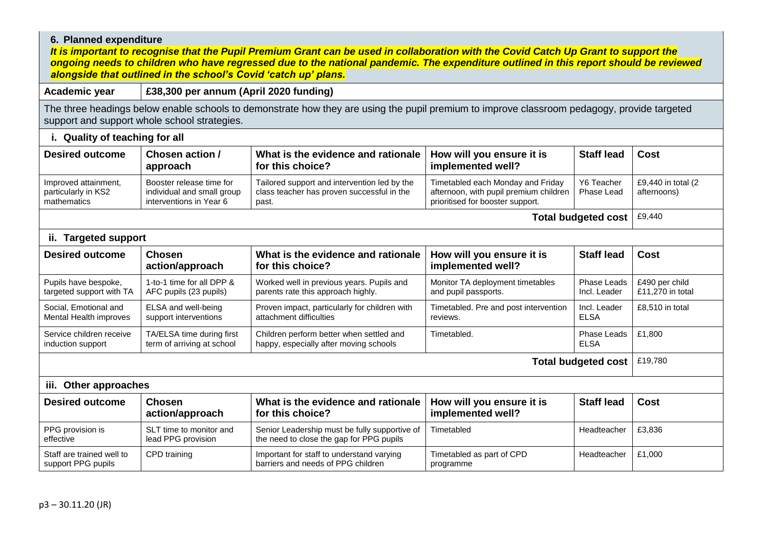## 6. Planned expenditure

***It is important to recognise that the Pupil Premium Grant can be used in collaboration with the Covid Catch Up Grant to support the ongoing needs to children who have regressed due to the national pandemic. The expenditure outlined in this report should be reviewed alongside that outlined in the school's Covid 'catch up' plans.***

| Academic year | £38,300 per annum (April 2020 funding) |
|---|---|

The three headings below enable schools to demonstrate how they are using the pupil premium to improve classroom pedagogy, provide targeted support and support whole school strategies.

### i. Quality of teaching for all

| Desired outcome | Chosen action / approach | What is the evidence and rationale for this choice? | How will you ensure it is implemented well? | Staff lead | Cost |
|---|---|---|---|---|---|
| Improved attainment, particularly in KS2 mathematics | Booster release time for individual and small group interventions in Year 6 | Tailored support and intervention led by the class teacher has proven successful in the past. | Timetabled each Monday and Friday afternoon, with pupil premium children prioritised for booster support. | Y6 Teacher Phase Lead | £9,440 in total (2 afternoons) |
| | | | | **Total budgeted cost** | £9,440 |

### ii. Targeted support

| Desired outcome | Chosen action/approach | What is the evidence and rationale for this choice? | How will you ensure it is implemented well? | Staff lead | Cost |
|---|---|---|---|---|---|
| Pupils have bespoke, targeted support with TA | 1-to-1 time for all DPP & AFC pupils (23 pupils) | Worked well in previous years. Pupils and parents rate this approach highly. | Monitor TA deployment timetables and pupil passports. | Phase Leads Incl. Leader | £490 per child £11,270 in total |
| Social, Emotional and Mental Health improves | ELSA and well-being support interventions | Proven impact, particularly for children with attachment difficulties | Timetabled. Pre and post intervention reviews. | Incl. Leader ELSA | £8,510 in total |
| Service children receive induction support | TA/ELSA time during first term of arriving at school | Children perform better when settled and happy, especially after moving schools | Timetabled. | Phase Leads ELSA | £1,800 |
| | | | | **Total budgeted cost** | £19,780 |

### iii. Other approaches

| Desired outcome | Chosen action/approach | What is the evidence and rationale for this choice? | How will you ensure it is implemented well? | Staff lead | Cost |
|---|---|---|---|---|---|
| PPG provision is effective | SLT time to monitor and lead PPG provision | Senior Leadership must be fully supportive of the need to close the gap for PPG pupils | Timetabled | Headteacher | £3,836 |
| Staff are trained well to support PPG pupils | CPD training | Important for staff to understand varying barriers and needs of PPG children | Timetabled as part of CPD programme | Headteacher | £1,000 |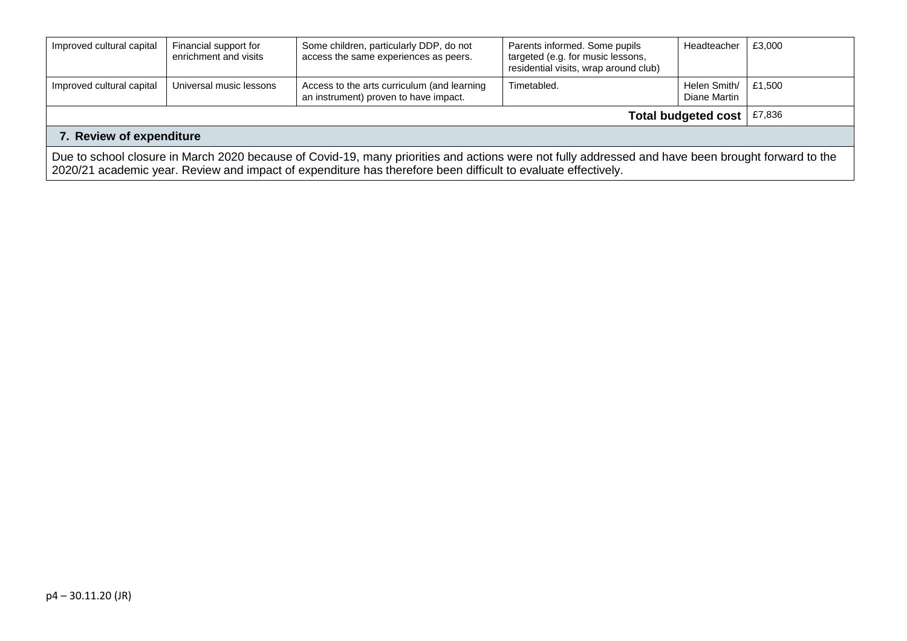| | | | | | |
|---|---|---|---|---|---|
| Improved cultural capital | Financial support for enrichment and visits | Some children, particularly DDP, do not access the same experiences as peers. | Parents informed. Some pupils targeted (e.g. for music lessons, residential visits, wrap around club) | Headteacher | £3,000 |
| Improved cultural capital | Universal music lessons | Access to the arts curriculum (and learning an instrument) proven to have impact. | Timetabled. | Helen Smith/ Diane Martin | £1,500 |
| | | | | **Total budgeted cost** | £7,836 |

## 7. Review of expenditure

Due to school closure in March 2020 because of Covid-19, many priorities and actions were not fully addressed and have been brought forward to the 2020/21 academic year. Review and impact of expenditure has therefore been difficult to evaluate effectively.